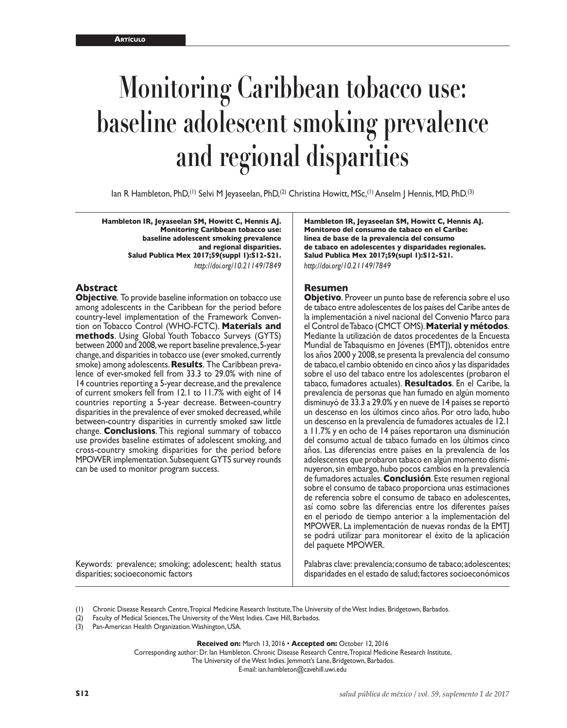**Artículo**

# Monitoring Caribbean tobacco use: baseline adolescent smoking prevalence and regional disparities

Ian R Hambleton, PhD,[1] Selvi M Jeyaseelan, PhD,[2] Christina Howitt, MSc,[1] Anselm J Hennis, MD, PhD.[3]

**Hambleton IR, Jeyaseelan SM, Howitt C, Hennis AJ. Monitoring Caribbean tobacco use: baseline adolescent smoking prevalence and regional disparities. Salud Publica Mex 2017;59(suppl 1):S12-S21.**
*http://doi.org/10.21149/7849*

## Abstract

**Objective**. To provide baseline information on tobacco use among adolescents in the Caribbean for the period before country-level implementation of the Framework Convention on Tobacco Control (WHO-FCTC). **Materials and methods**. Using Global Youth Tobacco Surveys (GYTS) between 2000 and 2008, we report baseline prevalence, 5-year change, and disparities in tobacco use (ever smoked, currently smoke) among adolescents. **Results**. The Caribbean prevalence of ever-smoked fell from 33.3 to 29.0% with nine of 14 countries reporting a 5-year decrease, and the prevalence of current smokers fell from 12.1 to 11.7% with eight of 14 countries reporting a 5-year decrease. Between-country disparities in the prevalence of ever smoked decreased, while between-country disparities in currently smoked saw little change. **Conclusions**. This regional summary of tobacco use provides baseline estimates of adolescent smoking, and cross-country smoking disparities for the period before MPOWER implementation. Subsequent GYTS survey rounds can be used to monitor program success.

Keywords: prevalence; smoking; adolescent; health status disparities; socioeconomic factors

**Hambleton IR, Jeyaseelan SM, Howitt C, Hennis AJ. Monitoreo del consumo de tabaco en el Caribe: línea de base de la prevalencia del consumo de tabaco en adolescentes y disparidades regionales. Salud Publica Mex 2017;59(supl 1):S12-S21.**
*http://doi.org/10.21149/7849*

## Resumen

**Objetivo**. Proveer un punto base de referencia sobre el uso de tabaco entre adolescentes de los países del Caribe antes de la implementación a nivel nacional del Convenio Marco para el Control de Tabaco (CMCT OMS). **Material y métodos**. Mediante la utilización de datos procedentes de la Encuesta Mundial de Tabaquismo en Jóvenes (EMTJ), obtenidos entre los años 2000 y 2008, se presenta la prevalencia del consumo de tabaco, el cambio obtenido en cinco años y las disparidades sobre el uso del tabaco entre los adolescentes (probaron el tabaco, fumadores actuales). **Resultados**. En el Caribe, la prevalencia de personas que han fumado en algún momento disminuyó de 33.3 a 29.0% y en nueve de 14 países se reportó un descenso en los últimos cinco años. Por otro lado, hubo un descenso en la prevalencia de fumadores actuales de 12.1 a 11.7% y en ocho de 14 países reportaron una disminución del consumo actual de tabaco fumado en los últimos cinco años. Las diferencias entre países en la prevalencia de los adolescentes que probaron tabaco en algún momento disminuyeron, sin embargo, hubo pocos cambios en la prevalencia de fumadores actuales. **Conclusión**. Este resumen regional sobre el consumo de tabaco proporciona unas estimaciones de referencia sobre el consumo de tabaco en adolescentes, así como sobre las diferencias entre los diferentes países en el periodo de tiempo anterior a la implementación del MPOWER. La implementación de nuevas rondas de la EMTJ se podrá utilizar para monitorear el éxito de la aplicación del paquete MPOWER.

Palabras clave: prevalencia; consumo de tabaco; adolescentes; disparidades en el estado de salud; factores socioeconómicos

(1) Chronic Disease Research Centre, Tropical Medicine Research Institute, The University of the West Indies. Bridgetown, Barbados.
(2) Faculty of Medical Sciences, The University of the West Indies. Cave Hill, Barbados.
(3) Pan-American Health Organization. Washington, USA.

**Received on:** March 13, 2016 • **Accepted on:** October 12, 2016
Corresponding author: Dr. Ian Hambleton. Chronic Disease Research Centre, Tropical Medicine Research Institute, The University of the West Indies. Jemmott's Lane, Bridgetown, Barbados.
E-mail: ian.hambleton@cavehill.uwi.edu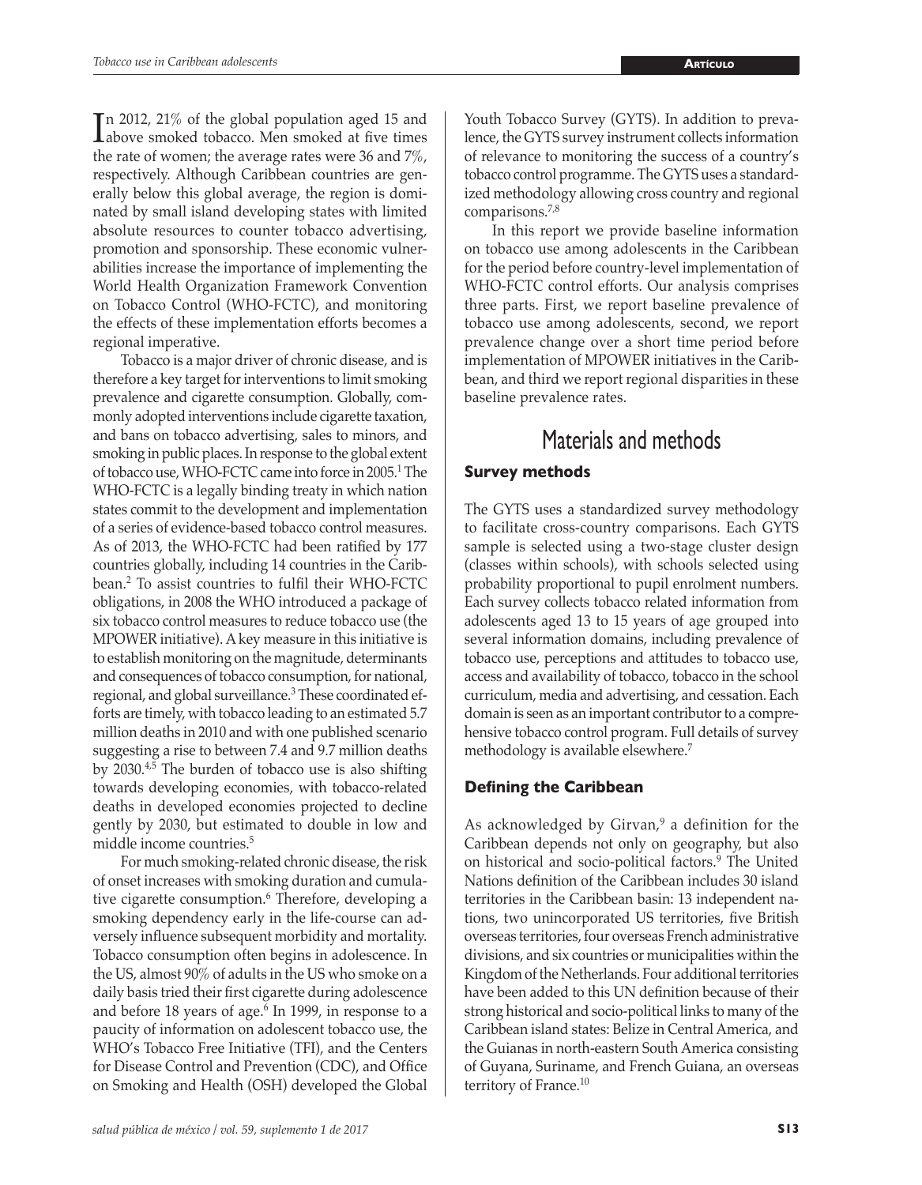In 2012, 21% of the global population aged 15 and above smoked tobacco. Men smoked at five times the rate of women; the average rates were 36 and 7%, respectively. Although Caribbean countries are generally below this global average, the region is dominated by small island developing states with limited absolute resources to counter tobacco advertising, promotion and sponsorship. These economic vulnerabilities increase the importance of implementing the World Health Organization Framework Convention on Tobacco Control (WHO-FCTC), and monitoring the effects of these implementation efforts becomes a regional imperative.

Tobacco is a major driver of chronic disease, and is therefore a key target for interventions to limit smoking prevalence and cigarette consumption. Globally, commonly adopted interventions include cigarette taxation, and bans on tobacco advertising, sales to minors, and smoking in public places. In response to the global extent of tobacco use, WHO-FCTC came into force in 2005.[1] The WHO-FCTC is a legally binding treaty in which nation states commit to the development and implementation of a series of evidence-based tobacco control measures. As of 2013, the WHO-FCTC had been ratified by 177 countries globally, including 14 countries in the Caribbean.[2] To assist countries to fulfil their WHO-FCTC obligations, in 2008 the WHO introduced a package of six tobacco control measures to reduce tobacco use (the MPOWER initiative). A key measure in this initiative is to establish monitoring on the magnitude, determinants and consequences of tobacco consumption, for national, regional, and global surveillance.[3] These coordinated efforts are timely, with tobacco leading to an estimated 5.7 million deaths in 2010 and with one published scenario suggesting a rise to between 7.4 and 9.7 million deaths by 2030.[4,5] The burden of tobacco use is also shifting towards developing economies, with tobacco-related deaths in developed economies projected to decline gently by 2030, but estimated to double in low and middle income countries.[5]

For much smoking-related chronic disease, the risk of onset increases with smoking duration and cumulative cigarette consumption.[6] Therefore, developing a smoking dependency early in the life-course can adversely influence subsequent morbidity and mortality. Tobacco consumption often begins in adolescence. In the US, almost 90% of adults in the US who smoke on a daily basis tried their first cigarette during adolescence and before 18 years of age.[6] In 1999, in response to a paucity of information on adolescent tobacco use, the WHO's Tobacco Free Initiative (TFI), and the Centers for Disease Control and Prevention (CDC), and Office on Smoking and Health (OSH) developed the Global Youth Tobacco Survey (GYTS). In addition to prevalence, the GYTS survey instrument collects information of relevance to monitoring the success of a country's tobacco control programme. The GYTS uses a standardized methodology allowing cross country and regional comparisons.[7,8]

In this report we provide baseline information on tobacco use among adolescents in the Caribbean for the period before country-level implementation of WHO-FCTC control efforts. Our analysis comprises three parts. First, we report baseline prevalence of tobacco use among adolescents, second, we report prevalence change over a short time period before implementation of MPOWER initiatives in the Caribbean, and third we report regional disparities in these baseline prevalence rates.

# Materials and methods

## Survey methods

The GYTS uses a standardized survey methodology to facilitate cross-country comparisons. Each GYTS sample is selected using a two-stage cluster design (classes within schools), with schools selected using probability proportional to pupil enrolment numbers. Each survey collects tobacco related information from adolescents aged 13 to 15 years of age grouped into several information domains, including prevalence of tobacco use, perceptions and attitudes to tobacco use, access and availability of tobacco, tobacco in the school curriculum, media and advertising, and cessation. Each domain is seen as an important contributor to a comprehensive tobacco control program. Full details of survey methodology is available elsewhere.[7]

## Defining the Caribbean

As acknowledged by Girvan,[9] a definition for the Caribbean depends not only on geography, but also on historical and socio-political factors.[9] The United Nations definition of the Caribbean includes 30 island territories in the Caribbean basin: 13 independent nations, two unincorporated US territories, five British overseas territories, four overseas French administrative divisions, and six countries or municipalities within the Kingdom of the Netherlands. Four additional territories have been added to this UN definition because of their strong historical and socio-political links to many of the Caribbean island states: Belize in Central America, and the Guianas in north-eastern South America consisting of Guyana, Suriname, and French Guiana, an overseas territory of France.[10]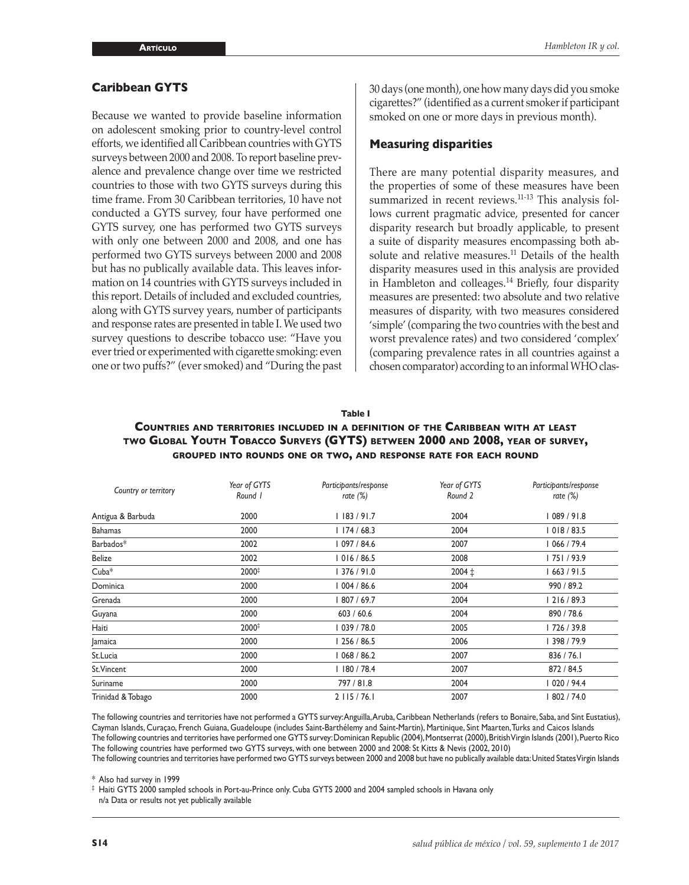## Caribbean GYTS

Because we wanted to provide baseline information on adolescent smoking prior to country-level control efforts, we identified all Caribbean countries with GYTS surveys between 2000 and 2008. To report baseline prevalence and prevalence change over time we restricted countries to those with two GYTS surveys during this time frame. From 30 Caribbean territories, 10 have not conducted a GYTS survey, four have performed one GYTS survey, one has performed two GYTS surveys with only one between 2000 and 2008, and one has performed two GYTS surveys between 2000 and 2008 but has no publically available data. This leaves information on 14 countries with GYTS surveys included in this report. Details of included and excluded countries, along with GYTS survey years, number of participants and response rates are presented in table I. We used two survey questions to describe tobacco use: "Have you ever tried or experimented with cigarette smoking: even one or two puffs?" (ever smoked) and "During the past 30 days (one month), one how many days did you smoke cigarettes?" (identified as a current smoker if participant smoked on one or more days in previous month).

## Measuring disparities

There are many potential disparity measures, and the properties of some of these measures have been summarized in recent reviews.[11-13] This analysis follows current pragmatic advice, presented for cancer disparity research but broadly applicable, to present a suite of disparity measures encompassing both absolute and relative measures.[11] Details of the health disparity measures used in this analysis are provided in Hambleton and colleages.[14] Briefly, four disparity measures are presented: two absolute and two relative measures of disparity, with two measures considered 'simple' (comparing the two countries with the best and worst prevalence rates) and two considered 'complex' (comparing prevalence rates in all countries against a chosen comparator) according to an informal WHO clas-

**Table I**

**Countries and territories included in a definition of the Caribbean with at least two Global Youth Tobacco Surveys (GYTS) between 2000 and 2008, year of survey, grouped into rounds one or two, and response rate for each round**

| *Country or territory* | *Year of GYTS Round 1* | *Participants/response rate (%)* | *Year of GYTS Round 2* | *Participants/response rate (%)* |
|---|---|---|---|---|
| Antigua & Barbuda | 2000 | 1 183 / 91.7 | 2004 | 1 089 / 91.8 |
| Bahamas | 2000 | 1 174 / 68.3 | 2004 | 1 018 / 83.5 |
| Barbados* | 2002 | 1 097 / 84.6 | 2007 | 1 066 / 79.4 |
| Belize | 2002 | 1 016 / 86.5 | 2008 | 1 751 / 93.9 |
| Cuba* | 2000‡ | 1 376 / 91.0 | 2004 ‡ | 1 663 / 91.5 |
| Dominica | 2000 | 1 004 / 86.6 | 2004 | 990 / 89.2 |
| Grenada | 2000 | 1 807 / 69.7 | 2004 | 1 216 / 89.3 |
| Guyana | 2000 | 603 / 60.6 | 2004 | 890 / 78.6 |
| Haiti | 2000‡ | 1 039 / 78.0 | 2005 | 1 726 / 39.8 |
| Jamaica | 2000 | 1 256 / 86.5 | 2006 | 1 398 / 79.9 |
| St.Lucia | 2000 | 1 068 / 86.2 | 2007 | 836 / 76.1 |
| St.Vincent | 2000 | 1 180 / 78.4 | 2007 | 872 / 84.5 |
| Suriname | 2000 | 797 / 81.8 | 2004 | 1 020 / 94.4 |
| Trinidad & Tobago | 2000 | 2 115 / 76.1 | 2007 | 1 802 / 74.0 |

The following countries and territories have not performed a GYTS survey: Anguilla, Aruba, Caribbean Netherlands (refers to Bonaire, Saba, and Sint Eustatius), Cayman Islands, Curaçao, French Guiana, Guadeloupe (includes Saint-Barthélemy and Saint-Martin), Martinique, Sint Maarten, Turks and Caicos Islands
The following countries and territories have performed one GYTS survey: Dominican Republic (2004), Montserrat (2000), British Virgin Islands (2001), Puerto Rico
The following countries and territories have performed two GYTS surveys, with one between 2000 and 2008: St Kitts & Nevis (2002, 2010)
The following countries and territories have performed two GYTS surveys between 2000 and 2008 but have no publically available data: United States Virgin Islands

\* Also had survey in 1999
‡ Haiti GYTS 2000 sampled schools in Port-au-Prince only. Cuba GYTS 2000 and 2004 sampled schools in Havana only
n/a Data or results not yet publically available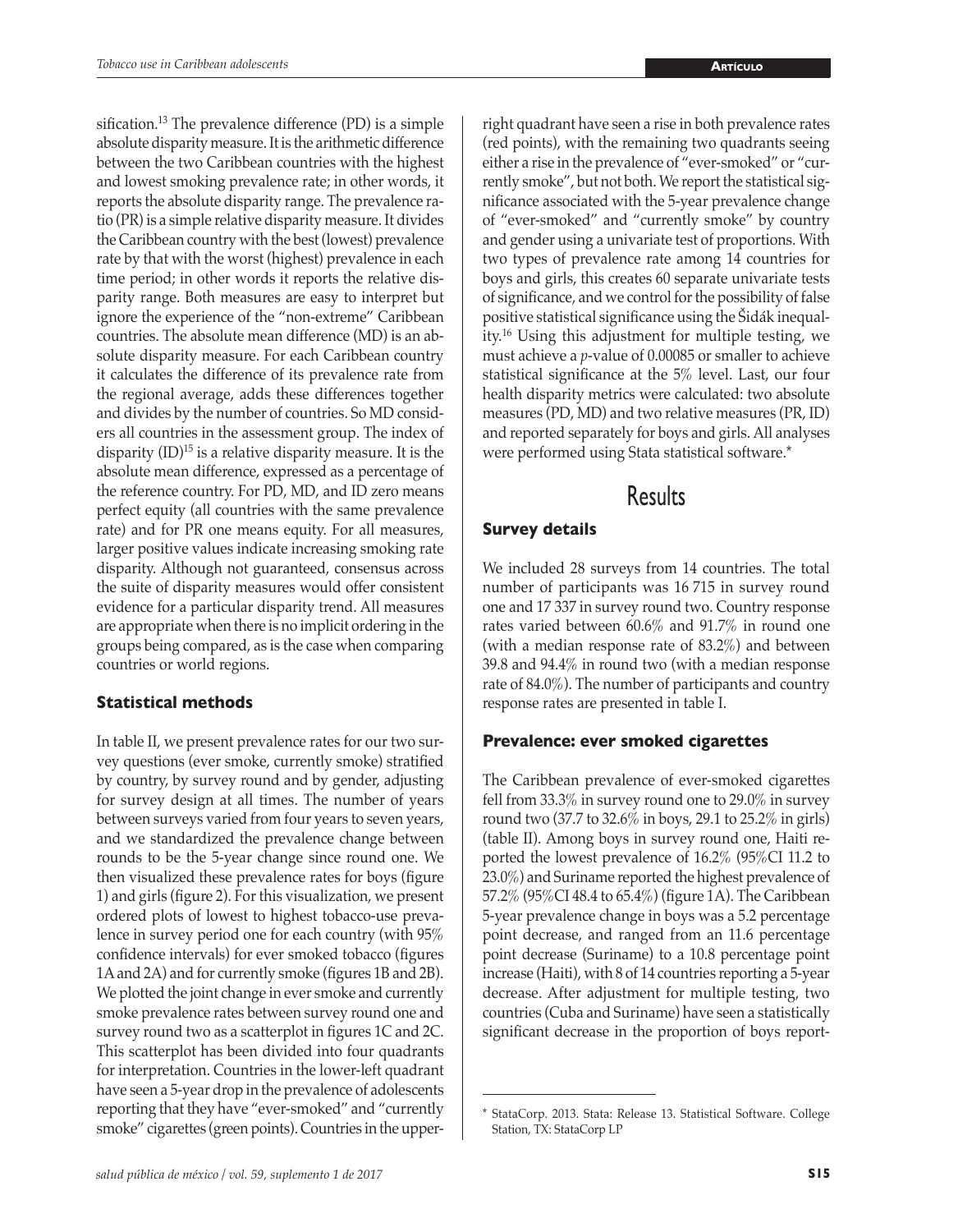sification.[13] The prevalence difference (PD) is a simple absolute disparity measure. It is the arithmetic difference between the two Caribbean countries with the highest and lowest smoking prevalence rate; in other words, it reports the absolute disparity range. The prevalence ratio (PR) is a simple relative disparity measure. It divides the Caribbean country with the best (lowest) prevalence rate by that with the worst (highest) prevalence in each time period; in other words it reports the relative disparity range. Both measures are easy to interpret but ignore the experience of the "non-extreme" Caribbean countries. The absolute mean difference (MD) is an absolute disparity measure. For each Caribbean country it calculates the difference of its prevalence rate from the regional average, adds these differences together and divides by the number of countries. So MD considers all countries in the assessment group. The index of disparity (ID)[15] is a relative disparity measure. It is the absolute mean difference, expressed as a percentage of the reference country. For PD, MD, and ID zero means perfect equity (all countries with the same prevalence rate) and for PR one means equity. For all measures, larger positive values indicate increasing smoking rate disparity. Although not guaranteed, consensus across the suite of disparity measures would offer consistent evidence for a particular disparity trend. All measures are appropriate when there is no implicit ordering in the groups being compared, as is the case when comparing countries or world regions.

### Statistical methods

In table II, we present prevalence rates for our two survey questions (ever smoke, currently smoke) stratified by country, by survey round and by gender, adjusting for survey design at all times. The number of years between surveys varied from four years to seven years, and we standardized the prevalence change between rounds to be the 5-year change since round one. We then visualized these prevalence rates for boys (figure 1) and girls (figure 2). For this visualization, we present ordered plots of lowest to highest tobacco-use prevalence in survey period one for each country (with 95% confidence intervals) for ever smoked tobacco (figures 1A and 2A) and for currently smoke (figures 1B and 2B). We plotted the joint change in ever smoke and currently smoke prevalence rates between survey round one and survey round two as a scatterplot in figures 1C and 2C. This scatterplot has been divided into four quadrants for interpretation. Countries in the lower-left quadrant have seen a 5-year drop in the prevalence of adolescents reporting that they have "ever-smoked" and "currently smoke" cigarettes (green points). Countries in the upper-right quadrant have seen a rise in both prevalence rates (red points), with the remaining two quadrants seeing either a rise in the prevalence of "ever-smoked" or "currently smoke", but not both. We report the statistical significance associated with the 5-year prevalence change of "ever-smoked" and "currently smoke" by country and gender using a univariate test of proportions. With two types of prevalence rate among 14 countries for boys and girls, this creates 60 separate univariate tests of significance, and we control for the possibility of false positive statistical significance using the Šidák inequality.[16] Using this adjustment for multiple testing, we must achieve a *p*-value of 0.00085 or smaller to achieve statistical significance at the 5% level. Last, our four health disparity metrics were calculated: two absolute measures (PD, MD) and two relative measures (PR, ID) and reported separately for boys and girls. All analyses were performed using Stata statistical software.*

## Results

### Survey details

We included 28 surveys from 14 countries. The total number of participants was 16 715 in survey round one and 17 337 in survey round two. Country response rates varied between 60.6% and 91.7% in round one (with a median response rate of 83.2%) and between 39.8 and 94.4% in round two (with a median response rate of 84.0%). The number of participants and country response rates are presented in table I.

### Prevalence: ever smoked cigarettes

The Caribbean prevalence of ever-smoked cigarettes fell from 33.3% in survey round one to 29.0% in survey round two (37.7 to 32.6% in boys, 29.1 to 25.2% in girls) (table II). Among boys in survey round one, Haiti reported the lowest prevalence of 16.2% (95%CI 11.2 to 23.0%) and Suriname reported the highest prevalence of 57.2% (95%CI 48.4 to 65.4%) (figure 1A). The Caribbean 5-year prevalence change in boys was a 5.2 percentage point decrease, and ranged from an 11.6 percentage point decrease (Suriname) to a 10.8 percentage point increase (Haiti), with 8 of 14 countries reporting a 5-year decrease. After adjustment for multiple testing, two countries (Cuba and Suriname) have seen a statistically significant decrease in the proportion of boys report-

* StataCorp. 2013. Stata: Release 13. Statistical Software. College Station, TX: StataCorp LP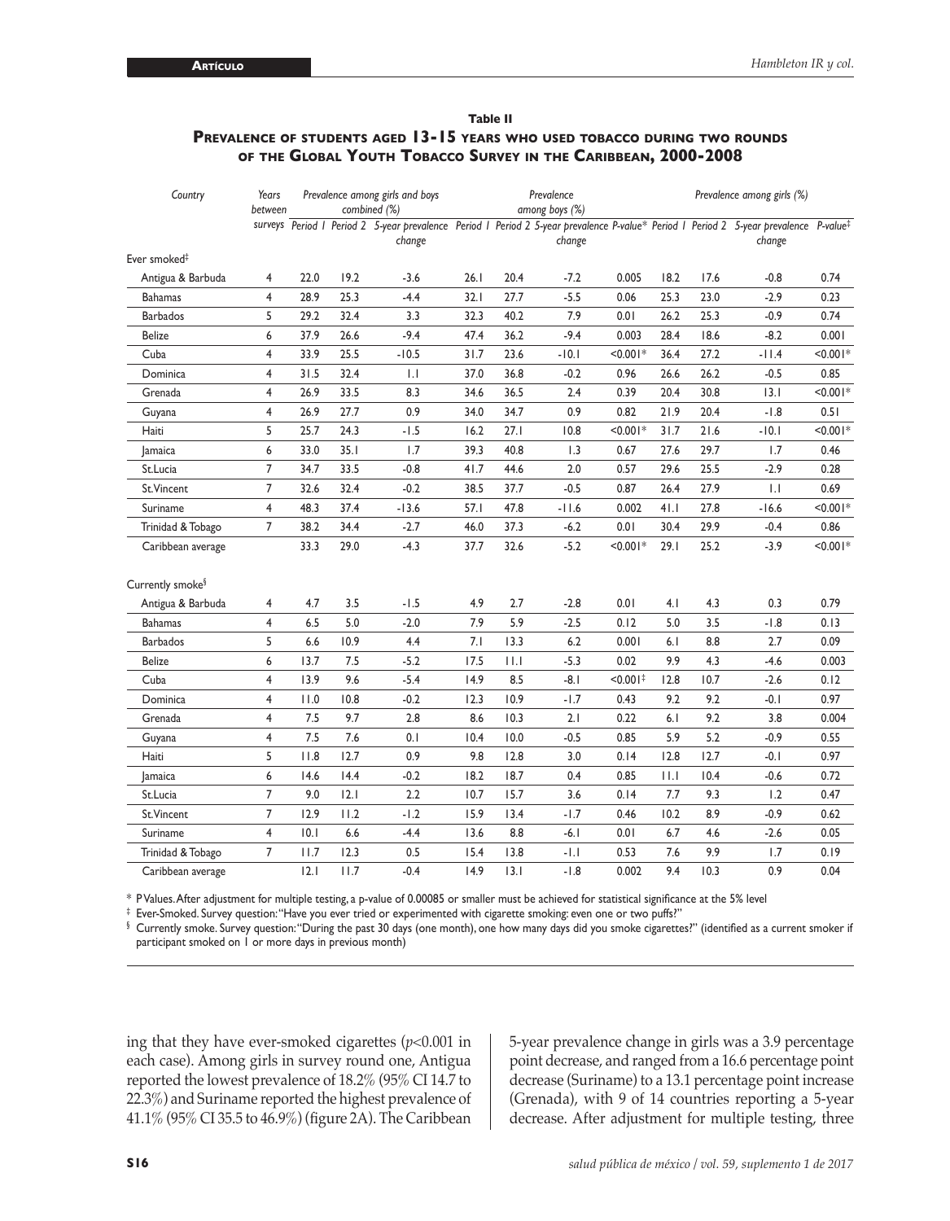**Table II**

**Prevalence of students aged 13-15 years who used tobacco during two rounds of the Global Youth Tobacco Survey in the Caribbean, 2000-2008**

| Country | Years between surveys | Prevalence among girls and boys combined (%) | | | Prevalence among boys (%) | | | | Prevalence among girls (%) | | | |
|---|---|---|---|---|---|---|---|---|---|---|---|---|
| | | Period 1 | Period 2 | 5-year prevalence change | Period 1 | Period 2 | 5-year prevalence change | P-value* | Period 1 | Period 2 | 5-year prevalence change | P-value‡ |
| Ever smoked‡ | | | | | | | | | | | | |
| Antigua & Barbuda | 4 | 22.0 | 19.2 | -3.6 | 26.1 | 20.4 | -7.2 | 0.005 | 18.2 | 17.6 | -0.8 | 0.74 |
| Bahamas | 4 | 28.9 | 25.3 | -4.4 | 32.1 | 27.7 | -5.5 | 0.06 | 25.3 | 23.0 | -2.9 | 0.23 |
| Barbados | 5 | 29.2 | 32.4 | 3.3 | 32.3 | 40.2 | 7.9 | 0.01 | 26.2 | 25.3 | -0.9 | 0.74 |
| Belize | 6 | 37.9 | 26.6 | -9.4 | 47.4 | 36.2 | -9.4 | 0.003 | 28.4 | 18.6 | -8.2 | 0.001 |
| Cuba | 4 | 33.9 | 25.5 | -10.5 | 31.7 | 23.6 | -10.1 | <0.001* | 36.4 | 27.2 | -11.4 | <0.001* |
| Dominica | 4 | 31.5 | 32.4 | 1.1 | 37.0 | 36.8 | -0.2 | 0.96 | 26.6 | 26.2 | -0.5 | 0.85 |
| Grenada | 4 | 26.9 | 33.5 | 8.3 | 34.6 | 36.5 | 2.4 | 0.39 | 20.4 | 30.8 | 13.1 | <0.001* |
| Guyana | 4 | 26.9 | 27.7 | 0.9 | 34.0 | 34.7 | 0.9 | 0.82 | 21.9 | 20.4 | -1.8 | 0.51 |
| Haiti | 5 | 25.7 | 24.3 | -1.5 | 16.2 | 27.1 | 10.8 | <0.001* | 31.7 | 21.6 | -10.1 | <0.001* |
| Jamaica | 6 | 33.0 | 35.1 | 1.7 | 39.3 | 40.8 | 1.3 | 0.67 | 27.6 | 29.7 | 1.7 | 0.46 |
| St.Lucia | 7 | 34.7 | 33.5 | -0.8 | 41.7 | 44.6 | 2.0 | 0.57 | 29.6 | 25.5 | -2.9 | 0.28 |
| St.Vincent | 7 | 32.6 | 32.4 | -0.2 | 38.5 | 37.7 | -0.5 | 0.87 | 26.4 | 27.9 | 1.1 | 0.69 |
| Suriname | 4 | 48.3 | 37.4 | -13.6 | 57.1 | 47.8 | -11.6 | 0.002 | 41.1 | 27.8 | -16.6 | <0.001* |
| Trinidad & Tobago | 7 | 38.2 | 34.4 | -2.7 | 46.0 | 37.3 | -6.2 | 0.01 | 30.4 | 29.9 | -0.4 | 0.86 |
| Caribbean average | | 33.3 | 29.0 | -4.3 | 37.7 | 32.6 | -5.2 | <0.001* | 29.1 | 25.2 | -3.9 | <0.001* |
| Currently smoke§ | | | | | | | | | | | | |
| Antigua & Barbuda | 4 | 4.7 | 3.5 | -1.5 | 4.9 | 2.7 | -2.8 | 0.01 | 4.1 | 4.3 | 0.3 | 0.79 |
| Bahamas | 4 | 6.5 | 5.0 | -2.0 | 7.9 | 5.9 | -2.5 | 0.12 | 5.0 | 3.5 | -1.8 | 0.13 |
| Barbados | 5 | 6.6 | 10.9 | 4.4 | 7.1 | 13.3 | 6.2 | 0.001 | 6.1 | 8.8 | 2.7 | 0.09 |
| Belize | 6 | 13.7 | 7.5 | -5.2 | 17.5 | 11.1 | -5.3 | 0.02 | 9.9 | 4.3 | -4.6 | 0.003 |
| Cuba | 4 | 13.9 | 9.6 | -5.4 | 14.9 | 8.5 | -8.1 | <0.001‡ | 12.8 | 10.7 | -2.6 | 0.12 |
| Dominica | 4 | 11.0 | 10.8 | -0.2 | 12.3 | 10.9 | -1.7 | 0.43 | 9.2 | 9.2 | -0.1 | 0.97 |
| Grenada | 4 | 7.5 | 9.7 | 2.8 | 8.6 | 10.3 | 2.1 | 0.22 | 6.1 | 9.2 | 3.8 | 0.004 |
| Guyana | 4 | 7.5 | 7.6 | 0.1 | 10.4 | 10.0 | -0.5 | 0.85 | 5.9 | 5.2 | -0.9 | 0.55 |
| Haiti | 5 | 11.8 | 12.7 | 0.9 | 9.8 | 12.8 | 3.0 | 0.14 | 12.8 | 12.7 | -0.1 | 0.97 |
| Jamaica | 6 | 14.6 | 14.4 | -0.2 | 18.2 | 18.7 | 0.4 | 0.85 | 11.1 | 10.4 | -0.6 | 0.72 |
| St.Lucia | 7 | 9.0 | 12.1 | 2.2 | 10.7 | 15.7 | 3.6 | 0.14 | 7.7 | 9.3 | 1.2 | 0.47 |
| St.Vincent | 7 | 12.9 | 11.2 | -1.2 | 15.9 | 13.4 | -1.7 | 0.46 | 10.2 | 8.9 | -0.9 | 0.62 |
| Suriname | 4 | 10.1 | 6.6 | -4.4 | 13.6 | 8.8 | -6.1 | 0.01 | 6.7 | 4.6 | -2.6 | 0.05 |
| Trinidad & Tobago | 7 | 11.7 | 12.3 | 0.5 | 15.4 | 13.8 | -1.1 | 0.53 | 7.6 | 9.9 | 1.7 | 0.19 |
| Caribbean average | | 12.1 | 11.7 | -0.4 | 14.9 | 13.1 | -1.8 | 0.002 | 9.4 | 10.3 | 0.9 | 0.04 |

\* P Values. After adjustment for multiple testing, a p-value of 0.00085 or smaller must be achieved for statistical significance at the 5% level

‡ Ever-Smoked. Survey question: "Have you ever tried or experimented with cigarette smoking: even one or two puffs?"

§ Currently smoke. Survey question: "During the past 30 days (one month), one how many days did you smoke cigarettes?" (identified as a current smoker if participant smoked on 1 or more days in previous month)

ing that they have ever-smoked cigarettes ($p<0.001$ in each case). Among girls in survey round one, Antigua reported the lowest prevalence of 18.2% (95% CI 14.7 to 22.3%) and Suriname reported the highest prevalence of 41.1% (95% CI 35.5 to 46.9%) (figure 2A). The Caribbean 5-year prevalence change in girls was a 3.9 percentage point decrease, and ranged from a 16.6 percentage point decrease (Suriname) to a 13.1 percentage point increase (Grenada), with 9 of 14 countries reporting a 5-year decrease. After adjustment for multiple testing, three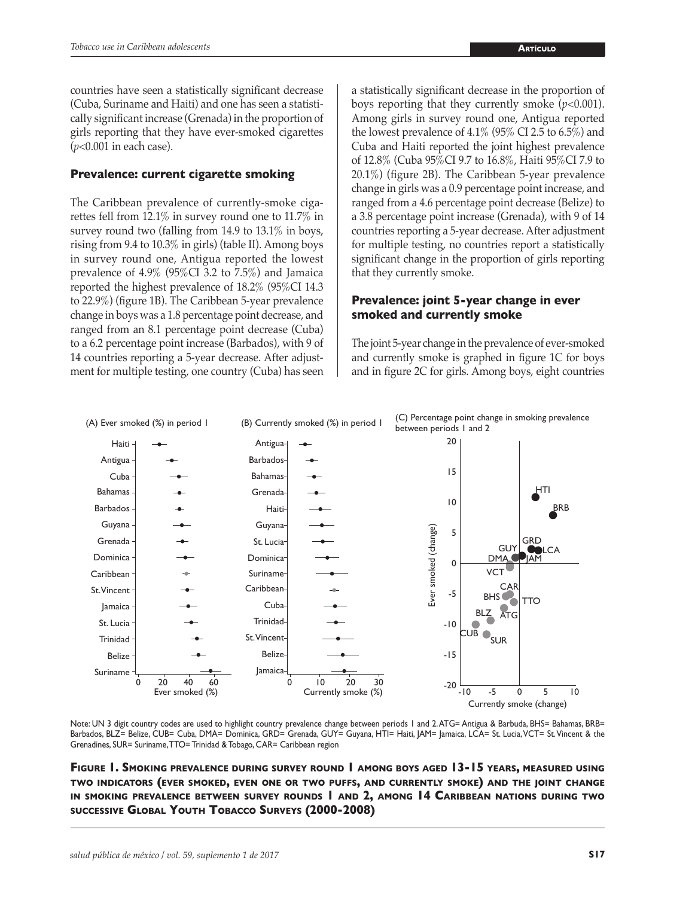countries have seen a statistically significant decrease (Cuba, Suriname and Haiti) and one has seen a statistically significant increase (Grenada) in the proportion of girls reporting that they have ever-smoked cigarettes ($p<0.001$ in each case).

## Prevalence: current cigarette smoking

The Caribbean prevalence of currently-smoke cigarettes fell from 12.1% in survey round one to 11.7% in survey round two (falling from 14.9 to 13.1% in boys, rising from 9.4 to 10.3% in girls) (table II). Among boys in survey round one, Antigua reported the lowest prevalence of 4.9% (95%CI 3.2 to 7.5%) and Jamaica reported the highest prevalence of 18.2% (95%CI 14.3 to 22.9%) (figure 1B). The Caribbean 5-year prevalence change in boys was a 1.8 percentage point decrease, and ranged from an 8.1 percentage point decrease (Cuba) to a 6.2 percentage point increase (Barbados), with 9 of 14 countries reporting a 5-year decrease. After adjustment for multiple testing, one country (Cuba) has seen a statistically significant decrease in the proportion of boys reporting that they currently smoke ($p<0.001$). Among girls in survey round one, Antigua reported the lowest prevalence of 4.1% (95% CI 2.5 to 6.5%) and Cuba and Haiti reported the joint highest prevalence of 12.8% (Cuba 95%CI 9.7 to 16.8%, Haiti 95%CI 7.9 to 20.1%) (figure 2B). The Caribbean 5-year prevalence change in girls was a 0.9 percentage point increase, and ranged from a 4.6 percentage point decrease (Belize) to a 3.8 percentage point increase (Grenada), with 9 of 14 countries reporting a 5-year decrease. After adjustment for multiple testing, no countries report a statistically significant change in the proportion of girls reporting that they currently smoke.

## Prevalence: joint 5-year change in ever smoked and currently smoke

The joint 5-year change in the prevalence of ever-smoked and currently smoke is graphed in figure 1C for boys and in figure 2C for girls. Among boys, eight countries

Note: UN 3 digit country codes are used to highlight country prevalence change between periods 1 and 2. ATG= Antigua & Barbuda, BHS= Bahamas, BRB= Barbados, BLZ= Belize, CUB= Cuba, DMA= Dominica, GRD= Grenada, GUY= Guyana, HTI= Haiti, JAM= Jamaica, LCA= St. Lucia, VCT= St. Vincent & the Grenadines, SUR= Suriname, TTO= Trinidad & Tobago, CAR= Caribbean region

**Figure 1. Smoking prevalence during survey round 1 among boys aged 13-15 years, measured using two indicators (ever smoked, even one or two puffs, and currently smoke) and the joint change in smoking prevalence between survey rounds 1 and 2, among 14 Caribbean nations during two successive Global Youth Tobacco Surveys (2000-2008)**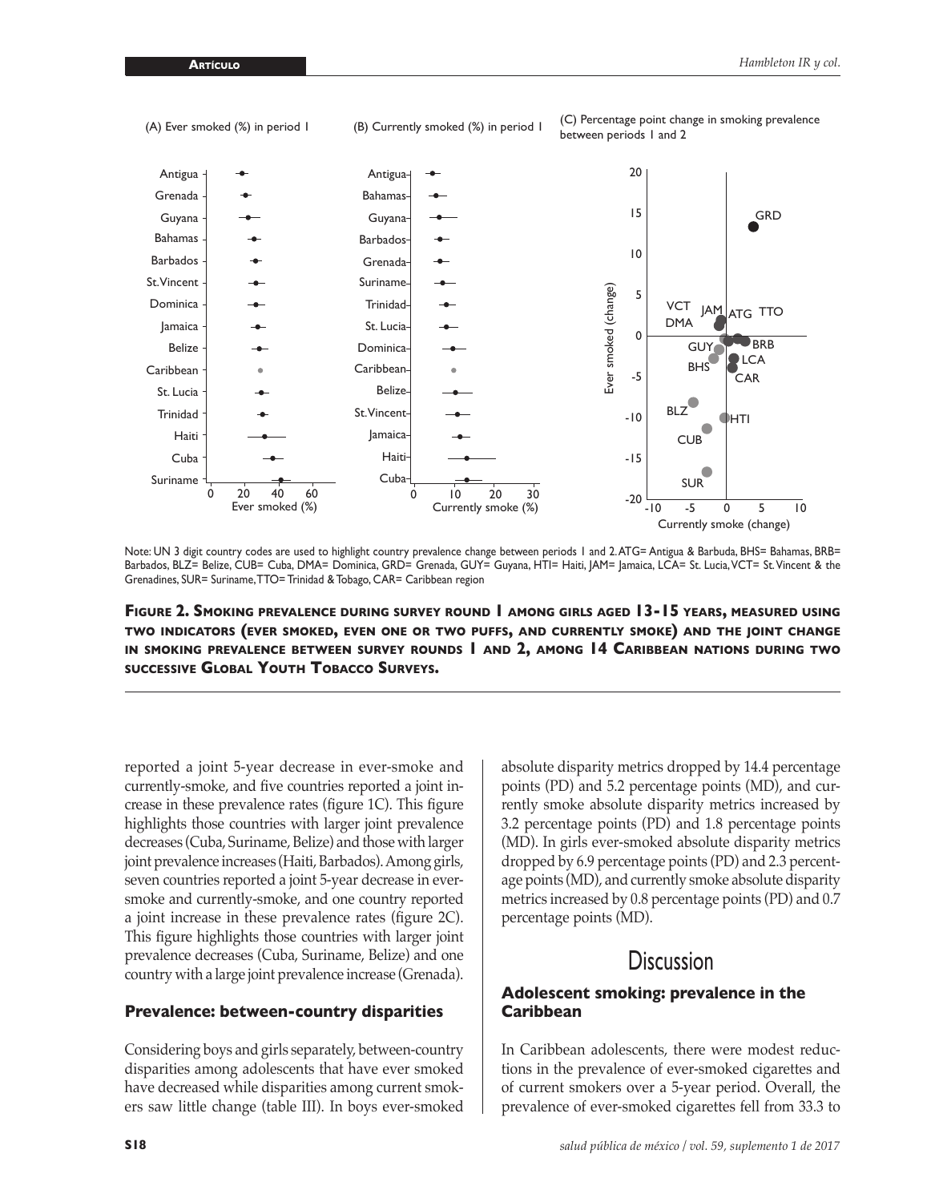(A) Ever smoked (%) in period 1

(B) Currently smoked (%) in period 1

(C) Percentage point change in smoking prevalence between periods 1 and 2

Note: UN 3 digit country codes are used to highlight country prevalence change between periods 1 and 2. ATG= Antigua & Barbuda, BHS= Bahamas, BRB= Barbados, BLZ= Belize, CUB= Cuba, DMA= Dominica, GRD= Grenada, GUY= Guyana, HTI= Haiti, JAM= Jamaica, LCA= St. Lucia, VCT= St. Vincent & the Grenadines, SUR= Suriname, TTO= Trinidad & Tobago, CAR= Caribbean region

**Figure 2. Smoking prevalence during survey round 1 among girls aged 13-15 years, measured using two indicators (ever smoked, even one or two puffs, and currently smoke) and the joint change in smoking prevalence between survey rounds 1 and 2, among 14 Caribbean nations during two successive Global Youth Tobacco Surveys.**

reported a joint 5-year decrease in ever-smoke and currently-smoke, and five countries reported a joint increase in these prevalence rates (figure 1C). This figure highlights those countries with larger joint prevalence decreases (Cuba, Suriname, Belize) and those with larger joint prevalence increases (Haiti, Barbados). Among girls, seven countries reported a joint 5-year decrease in ever-smoke and currently-smoke, and one country reported a joint increase in these prevalence rates (figure 2C). This figure highlights those countries with larger joint prevalence decreases (Cuba, Suriname, Belize) and one country with a large joint prevalence increase (Grenada).

### Prevalence: between-country disparities

Considering boys and girls separately, between-country disparities among adolescents that have ever smoked have decreased while disparities among current smokers saw little change (table III). In boys ever-smoked absolute disparity metrics dropped by 14.4 percentage points (PD) and 5.2 percentage points (MD), and currently smoke absolute disparity metrics increased by 3.2 percentage points (PD) and 1.8 percentage points (MD). In girls ever-smoked absolute disparity metrics dropped by 6.9 percentage points (PD) and 2.3 percentage points (MD), and currently smoke absolute disparity metrics increased by 0.8 percentage points (PD) and 0.7 percentage points (MD).

## Discussion

### Adolescent smoking: prevalence in the Caribbean

In Caribbean adolescents, there were modest reductions in the prevalence of ever-smoked cigarettes and of current smokers over a 5-year period. Overall, the prevalence of ever-smoked cigarettes fell from 33.3 to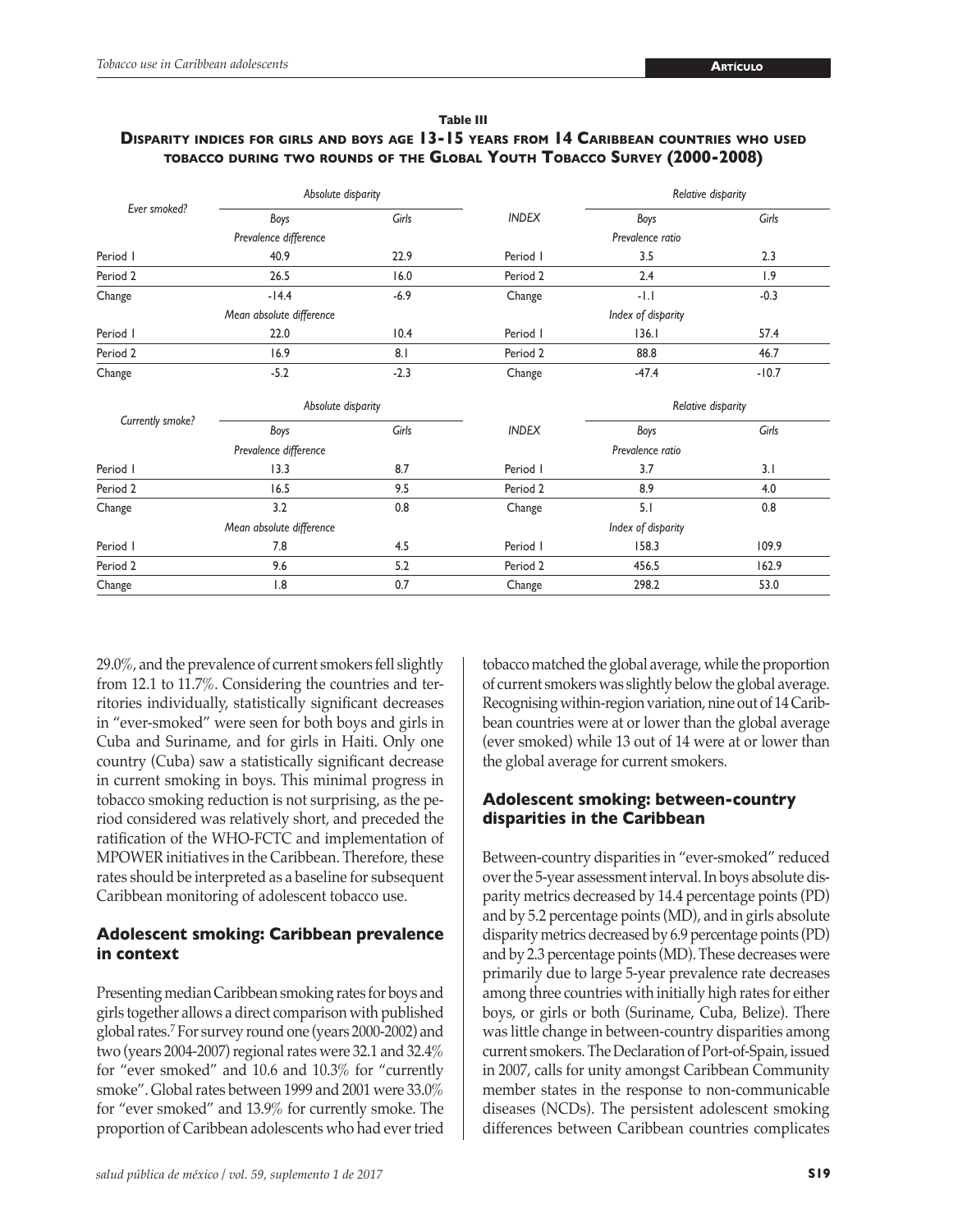**Table III**

**Disparity indices for girls and boys age 13-15 years from 14 Caribbean countries who used tobacco during two rounds of the Global Youth Tobacco Survey (2000-2008)**

| *Ever smoked?* | *Absolute disparity* | | *INDEX* | *Relative disparity* | |
|---|---|---|---|---|---|
| | *Boys* | *Girls* | | *Boys* | *Girls* |
| | *Prevalence difference* | | | *Prevalence ratio* | |
| Period 1 | 40.9 | 22.9 | Period 1 | 3.5 | 2.3 |
| Period 2 | 26.5 | 16.0 | Period 2 | 2.4 | 1.9 |
| Change | -14.4 | -6.9 | Change | -1.1 | -0.3 |
| | *Mean absolute difference* | | | *Index of disparity* | |
| Period 1 | 22.0 | 10.4 | Period 1 | 136.1 | 57.4 |
| Period 2 | 16.9 | 8.1 | Period 2 | 88.8 | 46.7 |
| Change | -5.2 | -2.3 | Change | -47.4 | -10.7 |

| *Currently smoke?* | *Absolute disparity* | | *INDEX* | *Relative disparity* | |
|---|---|---|---|---|---|
| | *Boys* | *Girls* | | *Boys* | *Girls* |
| | *Prevalence difference* | | | *Prevalence ratio* | |
| Period 1 | 13.3 | 8.7 | Period 1 | 3.7 | 3.1 |
| Period 2 | 16.5 | 9.5 | Period 2 | 8.9 | 4.0 |
| Change | 3.2 | 0.8 | Change | 5.1 | 0.8 |
| | *Mean absolute difference* | | | *Index of disparity* | |
| Period 1 | 7.8 | 4.5 | Period 1 | 158.3 | 109.9 |
| Period 2 | 9.6 | 5.2 | Period 2 | 456.5 | 162.9 |
| Change | 1.8 | 0.7 | Change | 298.2 | 53.0 |

29.0%, and the prevalence of current smokers fell slightly from 12.1 to 11.7%. Considering the countries and territories individually, statistically significant decreases in "ever-smoked" were seen for both boys and girls in Cuba and Suriname, and for girls in Haiti. Only one country (Cuba) saw a statistically significant decrease in current smoking in boys. This minimal progress in tobacco smoking reduction is not surprising, as the period considered was relatively short, and preceded the ratification of the WHO-FCTC and implementation of MPOWER initiatives in the Caribbean. Therefore, these rates should be interpreted as a baseline for subsequent Caribbean monitoring of adolescent tobacco use.

## Adolescent smoking: Caribbean prevalence in context

Presenting median Caribbean smoking rates for boys and girls together allows a direct comparison with published global rates.[7] For survey round one (years 2000-2002) and two (years 2004-2007) regional rates were 32.1 and 32.4% for "ever smoked" and 10.6 and 10.3% for "currently smoke". Global rates between 1999 and 2001 were 33.0% for "ever smoked" and 13.9% for currently smoke. The proportion of Caribbean adolescents who had ever tried tobacco matched the global average, while the proportion of current smokers was slightly below the global average. Recognising within-region variation, nine out of 14 Caribbean countries were at or lower than the global average (ever smoked) while 13 out of 14 were at or lower than the global average for current smokers.

## Adolescent smoking: between-country disparities in the Caribbean

Between-country disparities in "ever-smoked" reduced over the 5-year assessment interval. In boys absolute disparity metrics decreased by 14.4 percentage points (PD) and by 5.2 percentage points (MD), and in girls absolute disparity metrics decreased by 6.9 percentage points (PD) and by 2.3 percentage points (MD). These decreases were primarily due to large 5-year prevalence rate decreases among three countries with initially high rates for either boys, or girls or both (Suriname, Cuba, Belize). There was little change in between-country disparities among current smokers. The Declaration of Port-of-Spain, issued in 2007, calls for unity amongst Caribbean Community member states in the response to non-communicable diseases (NCDs). The persistent adolescent smoking differences between Caribbean countries complicates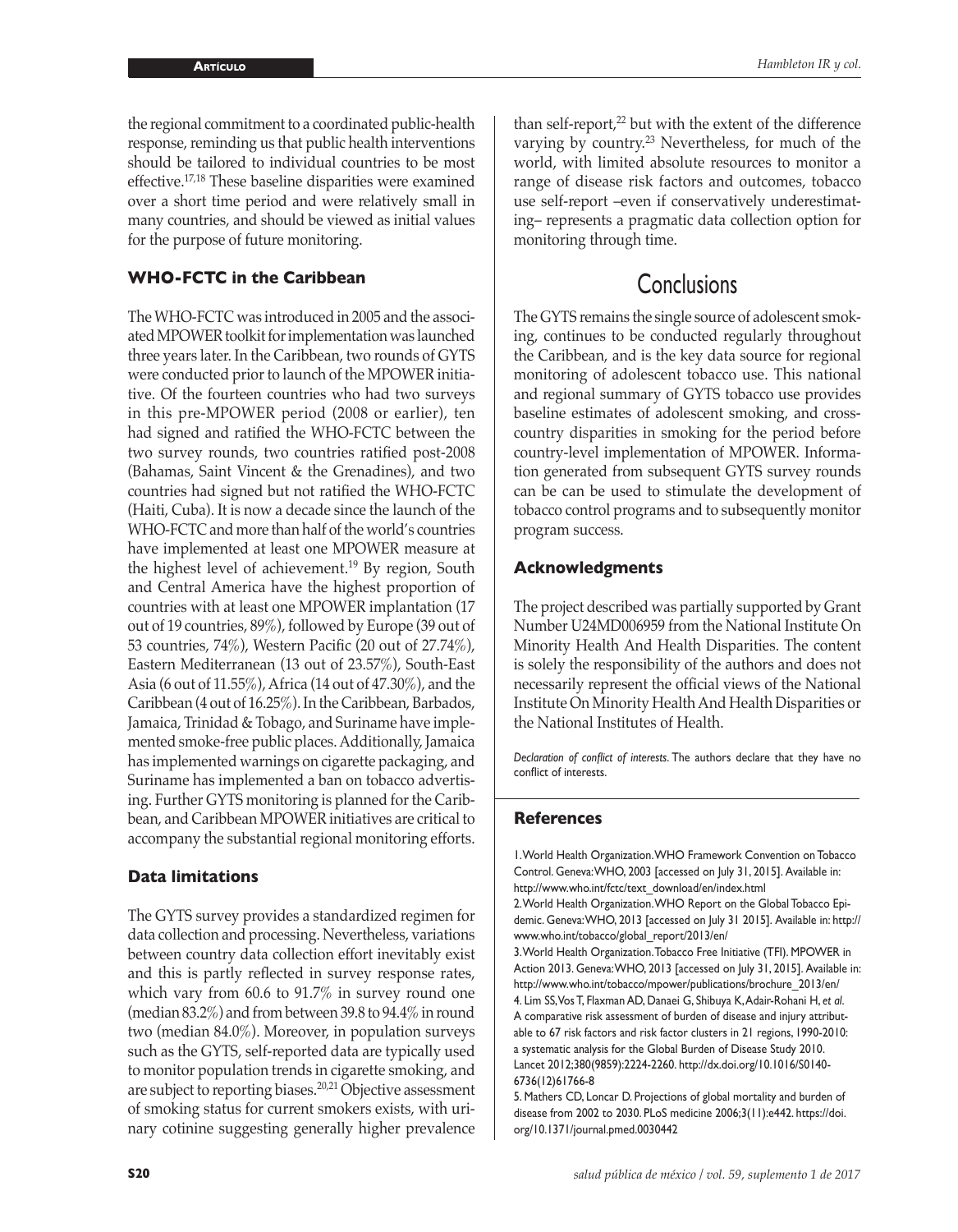the regional commitment to a coordinated public-health response, reminding us that public health interventions should be tailored to individual countries to be most effective.[17,18] These baseline disparities were examined over a short time period and were relatively small in many countries, and should be viewed as initial values for the purpose of future monitoring.

### WHO-FCTC in the Caribbean

The WHO-FCTC was introduced in 2005 and the associated MPOWER toolkit for implementation was launched three years later. In the Caribbean, two rounds of GYTS were conducted prior to launch of the MPOWER initiative. Of the fourteen countries who had two surveys in this pre-MPOWER period (2008 or earlier), ten had signed and ratified the WHO-FCTC between the two survey rounds, two countries ratified post-2008 (Bahamas, Saint Vincent & the Grenadines), and two countries had signed but not ratified the WHO-FCTC (Haiti, Cuba). It is now a decade since the launch of the WHO-FCTC and more than half of the world's countries have implemented at least one MPOWER measure at the highest level of achievement.[19] By region, South and Central America have the highest proportion of countries with at least one MPOWER implantation (17 out of 19 countries, 89%), followed by Europe (39 out of 53 countries, 74%), Western Pacific (20 out of 27.74%), Eastern Mediterranean (13 out of 23.57%), South-East Asia (6 out of 11.55%), Africa (14 out of 47.30%), and the Caribbean (4 out of 16.25%). In the Caribbean, Barbados, Jamaica, Trinidad & Tobago, and Suriname have implemented smoke-free public places. Additionally, Jamaica has implemented warnings on cigarette packaging, and Suriname has implemented a ban on tobacco advertising. Further GYTS monitoring is planned for the Caribbean, and Caribbean MPOWER initiatives are critical to accompany the substantial regional monitoring efforts.

### Data limitations

The GYTS survey provides a standardized regimen for data collection and processing. Nevertheless, variations between country data collection effort inevitably exist and this is partly reflected in survey response rates, which vary from 60.6 to 91.7% in survey round one (median 83.2%) and from between 39.8 to 94.4% in round two (median 84.0%). Moreover, in population surveys such as the GYTS, self-reported data are typically used to monitor population trends in cigarette smoking, and are subject to reporting biases.[20,21] Objective assessment of smoking status for current smokers exists, with urinary cotinine suggesting generally higher prevalence than self-report,[22] but with the extent of the difference varying by country.[23] Nevertheless, for much of the world, with limited absolute resources to monitor a range of disease risk factors and outcomes, tobacco use self-report –even if conservatively underestimating– represents a pragmatic data collection option for monitoring through time.

## Conclusions

The GYTS remains the single source of adolescent smoking, continues to be conducted regularly throughout the Caribbean, and is the key data source for regional monitoring of adolescent tobacco use. This national and regional summary of GYTS tobacco use provides baseline estimates of adolescent smoking, and cross-country disparities in smoking for the period before country-level implementation of MPOWER. Information generated from subsequent GYTS survey rounds can be can be used to stimulate the development of tobacco control programs and to subsequently monitor program success.

### Acknowledgments

The project described was partially supported by Grant Number U24MD006959 from the National Institute On Minority Health And Health Disparities. The content is solely the responsibility of the authors and does not necessarily represent the official views of the National Institute On Minority Health And Health Disparities or the National Institutes of Health.

*Declaration of conflict of interests.* The authors declare that they have no conflict of interests.

### References

1. World Health Organization. WHO Framework Convention on Tobacco Control. Geneva: WHO, 2003 [accessed on July 31, 2015]. Available in: http://www.who.int/fctc/text_download/en/index.html
2. World Health Organization. WHO Report on the Global Tobacco Epidemic. Geneva: WHO, 2013 [accessed on July 31 2015]. Available in: http://www.who.int/tobacco/global_report/2013/en/
3. World Health Organization. Tobacco Free Initiative (TFI). MPOWER in Action 2013. Geneva: WHO, 2013 [accessed on July 31, 2015]. Available in: http://www.who.int/tobacco/mpower/publications/brochure_2013/en/
4. Lim SS, Vos T, Flaxman AD, Danaei G, Shibuya K, Adair-Rohani H, *et al.* A comparative risk assessment of burden of disease and injury attributable to 67 risk factors and risk factor clusters in 21 regions, 1990-2010: a systematic analysis for the Global Burden of Disease Study 2010. Lancet 2012;380(9859):2224-2260. http://dx.doi.org/10.1016/S0140-6736(12)61766-8
5. Mathers CD, Loncar D. Projections of global mortality and burden of disease from 2002 to 2030. PLoS medicine 2006;3(11):e442. https://doi.org/10.1371/journal.pmed.0030442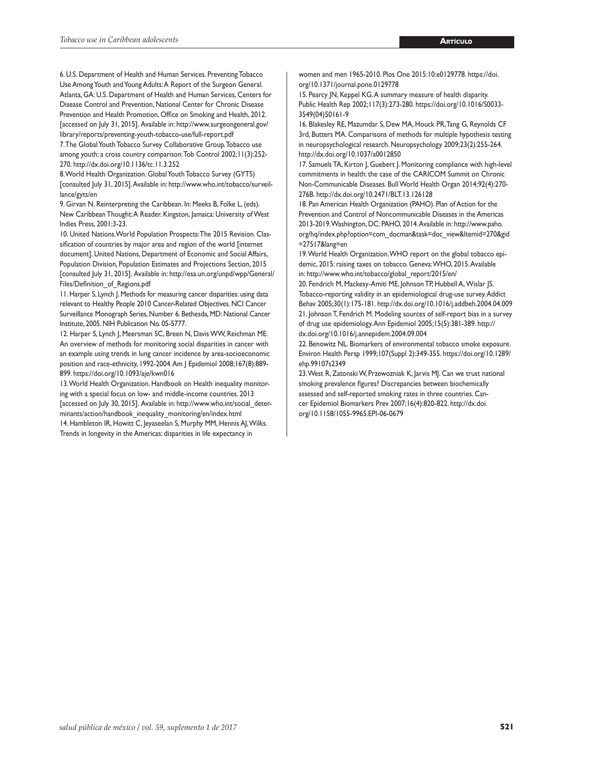6. U.S. Department of Health and Human Services. Preventing Tobacco Use Among Youth and Young Adults: A Report of the Surgeon General. Atlanta, GA: U.S. Department of Health and Human Services, Centers for Disease Control and Prevention, National Center for Chronic Disease Prevention and Health Promotion, Office on Smoking and Health, 2012. [accessed on July 31, 2015]. Available in: http://www.surgeongeneral.gov/library/reports/preventing-youth-tobacco-use/full-report.pdf

7. The Global Youth Tobacco Survey Collaborative Group. Tobacco use among youth: a cross country comparison. Tob Control 2002;11(3):252-270. http://dx.doi.org/10.1136/tc.11.3.252

8. World Health Organization. Global Youth Tobacco Survey (GYTS) [consulted July 31, 2015]. Available in: http://www.who.int/tobacco/surveillance/gyts/en

9. Girvan N. Reinterpreting the Caribbean. In: Meeks B, Folke L, (eds). New Caribbean Thought: A Reader. Kingston, Jamaica: University of West Indies Press, 2001:3-23.

10. United Nations. World Population Prospects: The 2015 Revision. Classification of countries by major area and region of the world [internet document]. United Nations, Department of Economic and Social Affairs, Population Division, Population Estimates and Projections Section, 2015 [consulted July 31, 2015]. Available in: http://esa.un.org/unpd/wpp/General/Files/Definition_of_Regions.pdf

11. Harper S, Lynch J. Methods for measuring cancer disparities: using data relevant to Healthy People 2010 Cancer-Related Objectives. NCI Cancer Surveillance Monograph Series, Number 6. Bethesda, MD: National Cancer Institute, 2005. NIH Publication No. 05-5777.

12. Harper S, Lynch J, Meersman SC, Breen N, Davis WW, Reichman ME. An overview of methods for monitoring social disparities in cancer with an example using trends in lung cancer incidence by area-socioeconomic position and race-ethnicity, 1992-2004. Am J Epidemiol 2008;167(8):889-899. https://doi.org/10.1093/aje/kwn016

13. World Health Organization. Handbook on Health inequality monitoring with a special focus on low- and middle-income countries. 2013 [accessed on July 30, 2015]. Available in: http://www.who.int/social_determinants/action/handbook_inequality_monitoring/en/index.html

14. Hambleton IR, Howitt C, Jeyaseelan S, Murphy MM, Hennis AJ, Wilks. Trends in longevity in the Americas: disparities in life expectancy in women and men 1965-2010. Plos One 2015:10:e0129778. https://doi.org/10.1371/journal.pone.0129778

15. Pearcy JN, Keppel KG. A summary measure of health disparity. Public Health Rep 2002;117(3):273-280. https://doi.org/10.1016/S0033-3549(04)50161-9

16. Blakesley RE, Mazumdar S, Dew MA, Houck PR, Tang G, Reynolds CF 3rd, Butters MA. Comparisons of methods for multiple hypothesis testing in neuropsychological research. Neuropsychology 2009;23(2):255-264. http://dx.doi.org/10.1037/a0012850

17. Samuels TA, Kirton J, Guebert J. Monitoring compliance with high-level commitments in health: the case of the CARICOM Summit on Chronic Non-Communicable Diseases. Bull World Health Organ 2014;92(4):270-276B. http://dx.doi.org/10.2471/BLT.13.126128

18. Pan American Health Organization (PAHO). Plan of Action for the Prevention and Control of Noncommunicable Diseases in the Americas 2013-2019. Washington, DC: PAHO, 2014. Available in: http://www.paho.org/hq/index.php?option=com_docman&task=doc_view&Itemid=270&gid=27517&lang=en

19. World Health Organization. WHO report on the global tobacco epidemic, 2015: raising taxes on tobacco. Geneva: WHO, 2015. Available in: http://www.who.int/tobacco/global_report/2015/en/

20. Fendrich M, Mackesy-Amiti ME, Johnson TP, Hubbell A, Wislar JS. Tobacco-reporting validity in an epidemiological drug-use survey. Addict Behav 2005;30(1):175-181. http://dx.doi.org/10.1016/j.addbeh.2004.04.009

21. Johnson T, Fendrich M. Modeling sources of self-report bias in a survey of drug use epidemiology. Ann Epidemiol 2005;15(5):381-389. http://dx.doi.org/10.1016/j.annepidem.2004.09.004

22. Benowitz NL. Biomarkers of environmental tobacco smoke exposure. Environ Health Persp 1999;107(Suppl 2):349-355. https://doi.org/10.1289/ehp.99107s2349

23. West R, Zatonski W, Przewozniak K, Jarvis MJ. Can we trust national smoking prevalence figures? Discrepancies between biochemically assessed and self-reported smoking rates in three countries. Cancer Epidemiol Biomarkers Prev 2007;16(4):820-822. http://dx.doi.org/10.1158/1055-9965.EPI-06-0679